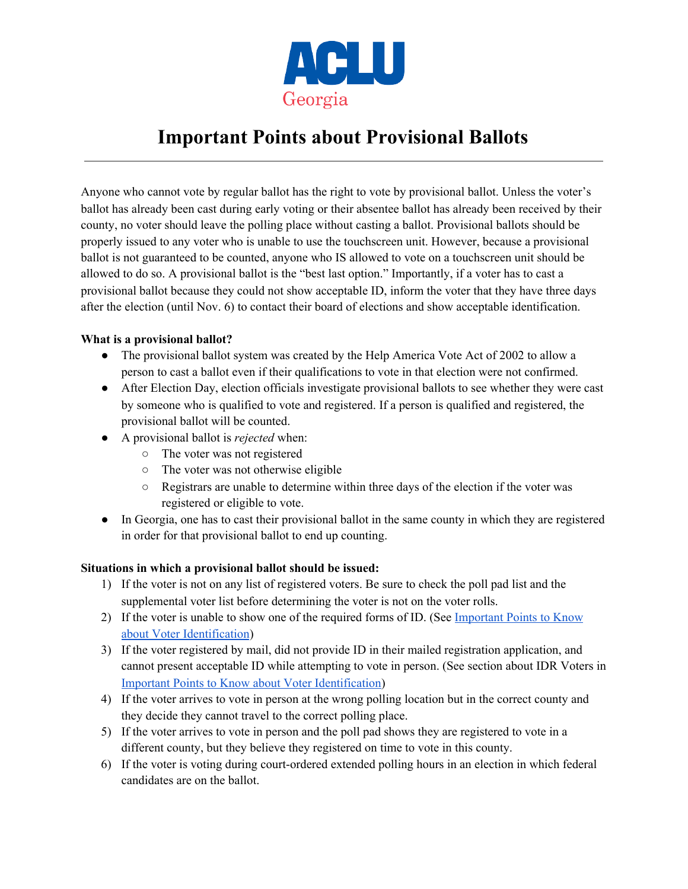ACLU Georgia

# Important Points about Provisional Ballots

Anyone who cannot vote by regular ballot has the right to vote by provisional ballot. Unless the voter's ballot has already been cast during early voting or their absentee ballot has already been received by their county, no voter should leave the polling place without casting a ballot. Provisional ballots should be properly issued to any voter who is unable to use the touchscreen unit. However, because a provisional ballot is not guaranteed to be counted, anyone who IS allowed to vote on a touchscreen unit should be allowed to do so. A provisional ballot is the "best last option." Importantly, if a voter has to cast a provisional ballot because they could not show acceptable ID, inform the voter that they have three days after the election (until Nov. 6) to contact their board of elections and show acceptable identification.

**What is a provisional ballot?**

- The provisional ballot system was created by the Help America Vote Act of 2002 to allow a person to cast a ballot even if their qualifications to vote in that election were not confirmed.
- After Election Day, election officials investigate provisional ballots to see whether they were cast by someone who is qualified to vote and registered. If a person is qualified and registered, the provisional ballot will be counted.
- A provisional ballot is *rejected* when:
  - The voter was not registered
  - The voter was not otherwise eligible
  - Registrars are unable to determine within three days of the election if the voter was registered or eligible to vote.
- In Georgia, one has to cast their provisional ballot in the same county in which they are registered in order for that provisional ballot to end up counting.

**Situations in which a provisional ballot should be issued:**

1) If the voter is not on any list of registered voters. Be sure to check the poll pad list and the supplemental voter list before determining the voter is not on the voter rolls.
2) If the voter is unable to show one of the required forms of ID. (See Important Points to Know about Voter Identification)
3) If the voter registered by mail, did not provide ID in their mailed registration application, and cannot present acceptable ID while attempting to vote in person. (See section about IDR Voters in Important Points to Know about Voter Identification)
4) If the voter arrives to vote in person at the wrong polling location but in the correct county and they decide they cannot travel to the correct polling place.
5) If the voter arrives to vote in person and the poll pad shows they are registered to vote in a different county, but they believe they registered on time to vote in this county.
6) If the voter is voting during court-ordered extended polling hours in an election in which federal candidates are on the ballot.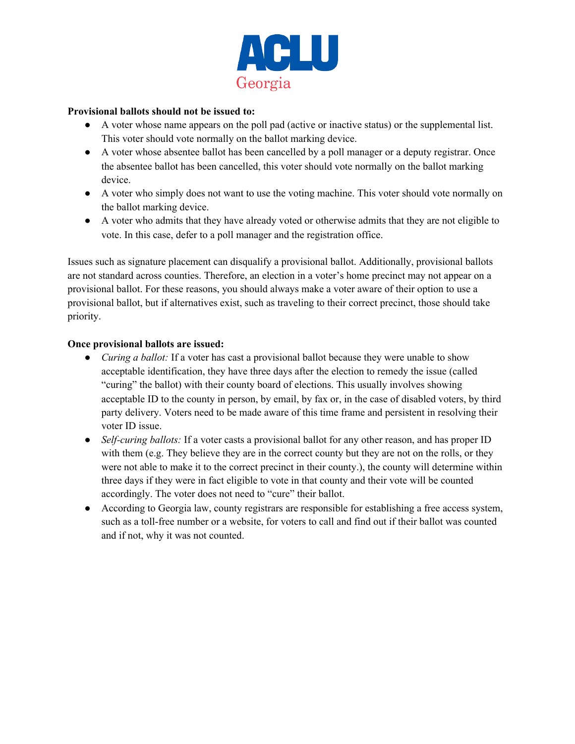ACLU Georgia

**Provisional ballots should not be issued to:**

- A voter whose name appears on the poll pad (active or inactive status) or the supplemental list. This voter should vote normally on the ballot marking device.
- A voter whose absentee ballot has been cancelled by a poll manager or a deputy registrar. Once the absentee ballot has been cancelled, this voter should vote normally on the ballot marking device.
- A voter who simply does not want to use the voting machine. This voter should vote normally on the ballot marking device.
- A voter who admits that they have already voted or otherwise admits that they are not eligible to vote. In this case, defer to a poll manager and the registration office.

Issues such as signature placement can disqualify a provisional ballot. Additionally, provisional ballots are not standard across counties. Therefore, an election in a voter's home precinct may not appear on a provisional ballot. For these reasons, you should always make a voter aware of their option to use a provisional ballot, but if alternatives exist, such as traveling to their correct precinct, those should take priority.

**Once provisional ballots are issued:**

- *Curing a ballot:* If a voter has cast a provisional ballot because they were unable to show acceptable identification, they have three days after the election to remedy the issue (called "curing" the ballot) with their county board of elections. This usually involves showing acceptable ID to the county in person, by email, by fax or, in the case of disabled voters, by third party delivery. Voters need to be made aware of this time frame and persistent in resolving their voter ID issue.
- *Self-curing ballots:* If a voter casts a provisional ballot for any other reason, and has proper ID with them (e.g. They believe they are in the correct county but they are not on the rolls, or they were not able to make it to the correct precinct in their county.), the county will determine within three days if they were in fact eligible to vote in that county and their vote will be counted accordingly. The voter does not need to "cure" their ballot.
- According to Georgia law, county registrars are responsible for establishing a free access system, such as a toll-free number or a website, for voters to call and find out if their ballot was counted and if not, why it was not counted.